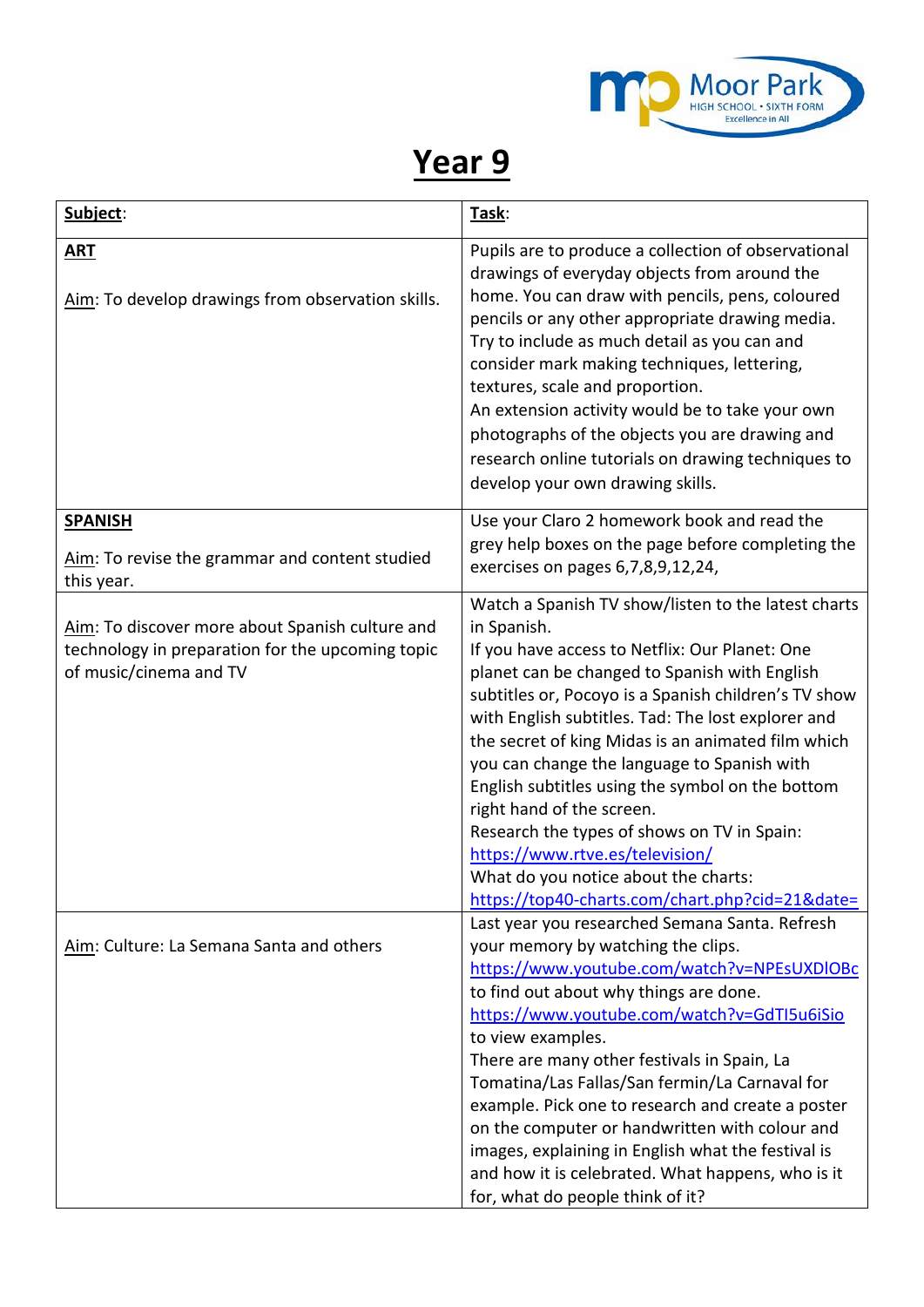# Year 9

| **Subject**: | **Task**: |
| --- | --- |
| **ART**<br><br>Aim: To develop drawings from observation skills. | Pupils are to produce a collection of observational drawings of everyday objects from around the home. You can draw with pencils, pens, coloured pencils or any other appropriate drawing media. Try to include as much detail as you can and consider mark making techniques, lettering, textures, scale and proportion.<br>An extension activity would be to take your own photographs of the objects you are drawing and research online tutorials on drawing techniques to develop your own drawing skills. |
| **SPANISH**<br><br>Aim: To revise the grammar and content studied this year. | Use your Claro 2 homework book and read the grey help boxes on the page before completing the exercises on pages 6,7,8,9,12,24, |
| Aim: To discover more about Spanish culture and technology in preparation for the upcoming topic of music/cinema and TV | Watch a Spanish TV show/listen to the latest charts in Spanish.<br>If you have access to Netflix: Our Planet: One planet can be changed to Spanish with English subtitles or, Pocoyo is a Spanish children's TV show with English subtitles. Tad: The lost explorer and the secret of king Midas is an animated film which you can change the language to Spanish with English subtitles using the symbol on the bottom right hand of the screen.<br>Research the types of shows on TV in Spain: https://www.rtve.es/television/<br>What do you notice about the charts: https://top40-charts.com/chart.php?cid=21&date= |
| Aim: Culture: La Semana Santa and others | Last year you researched Semana Santa. Refresh your memory by watching the clips.<br>https://www.youtube.com/watch?v=NPEsUXDlOBc to find out about why things are done.<br>https://www.youtube.com/watch?v=GdTI5u6iSio to view examples.<br>There are many other festivals in Spain, La Tomatina/Las Fallas/San fermin/La Carnaval for example. Pick one to research and create a poster on the computer or handwritten with colour and images, explaining in English what the festival is and how it is celebrated. What happens, who is it for, what do people think of it? |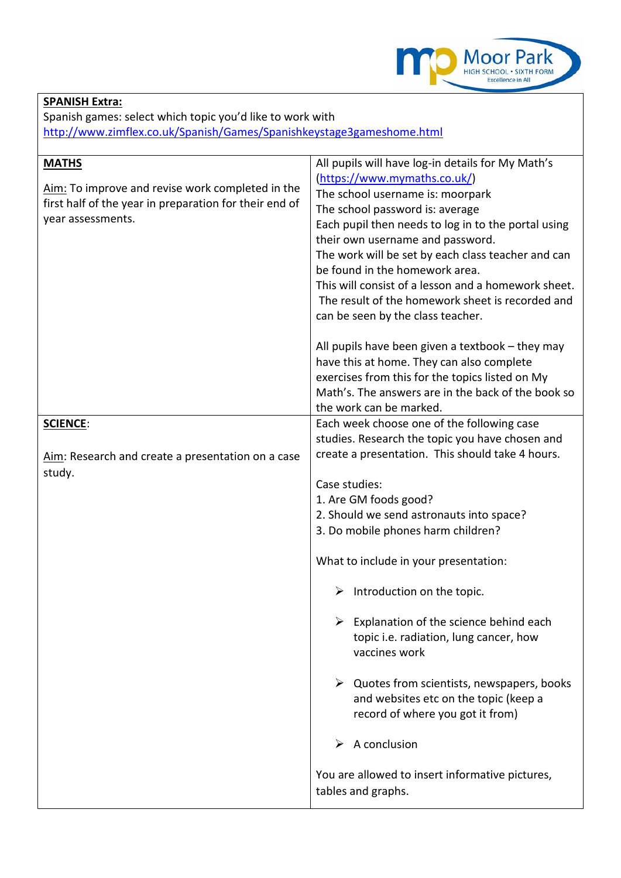**SPANISH Extra:**
Spanish games: select which topic you'd like to work with
http://www.zimflex.co.uk/Spanish/Games/Spanishkeystage3gameshome.html

| **MATHS** | |
|---|---|
| Aim: To improve and revise work completed in the first half of the year in preparation for their end of year assessments. | All pupils will have log-in details for My Math's (https://www.mymaths.co.uk/)<br>The school username is: moorpark<br>The school password is: average<br>Each pupil then needs to log in to the portal using their own username and password.<br>The work will be set by each class teacher and can be found in the homework area.<br>This will consist of a lesson and a homework sheet. The result of the homework sheet is recorded and can be seen by the class teacher.<br><br>All pupils have been given a textbook – they may have this at home. They can also complete exercises from this for the topics listed on My Math's. The answers are in the back of the book so the work can be marked. |
| **SCIENCE**:<br><br>Aim: Research and create a presentation on a case study. | Each week choose one of the following case studies. Research the topic you have chosen and create a presentation. This should take 4 hours.<br><br>Case studies:<br>1. Are GM foods good?<br>2. Should we send astronauts into space?<br>3. Do mobile phones harm children?<br><br>What to include in your presentation:<br><br>➢ Introduction on the topic.<br><br>➢ Explanation of the science behind each topic i.e. radiation, lung cancer, how vaccines work<br><br>➢ Quotes from scientists, newspapers, books and websites etc on the topic (keep a record of where you got it from)<br><br>➢ A conclusion<br><br>You are allowed to insert informative pictures, tables and graphs. |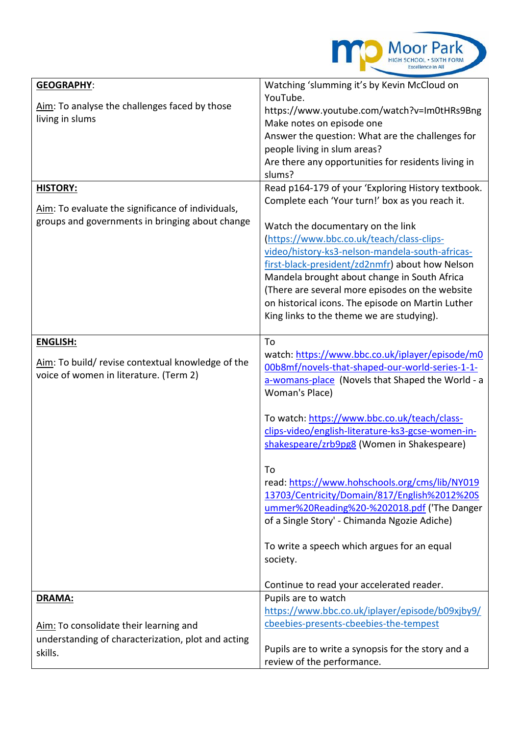| | |
|---|---|
| **GEOGRAPHY**:<br><br>Aim: To analyse the challenges faced by those living in slums | Watching 'slumming it's by Kevin McCloud on YouTube. https://www.youtube.com/watch?v=Im0tHRs9Bng<br>Make notes on episode one<br>Answer the question: What are the challenges for people living in slum areas?<br>Are there any opportunities for residents living in slums? |
| **HISTORY:**<br><br>Aim: To evaluate the significance of individuals, groups and governments in bringing about change | Read p164-179 of your 'Exploring History textbook. Complete each 'Your turn!' box as you reach it.<br><br>Watch the documentary on the link (https://www.bbc.co.uk/teach/class-clips-video/history-ks3-nelson-mandela-south-africas-first-black-president/zd2nmfr) about how Nelson Mandela brought about change in South Africa (There are several more episodes on the website on historical icons. The episode on Martin Luther King links to the theme we are studying). |
| **ENGLISH:**<br><br>Aim: To build/ revise contextual knowledge of the voice of women in literature. (Term 2) | To watch: https://www.bbc.co.uk/iplayer/episode/m000b8mf/novels-that-shaped-our-world-series-1-1-a-womans-place (Novels that Shaped the World - a Woman's Place)<br><br>To watch: https://www.bbc.co.uk/teach/class-clips-video/english-literature-ks3-gcse-women-in-shakespeare/zrb9pg8 (Women in Shakespeare)<br><br>To read: https://www.hohschools.org/cms/lib/NY01913703/Centricity/Domain/817/English%2012%20Summer%20Reading%20-%202018.pdf ('The Danger of a Single Story' - Chimanda Ngozie Adiche)<br><br>To write a speech which argues for an equal society.<br><br>Continue to read your accelerated reader. |
| **DRAMA:**<br><br>Aim: To consolidate their learning and understanding of characterization, plot and acting skills. | Pupils are to watch https://www.bbc.co.uk/iplayer/episode/b09xjby9/cbeebies-presents-cbeebies-the-tempest<br><br>Pupils are to write a synopsis for the story and a review of the performance. |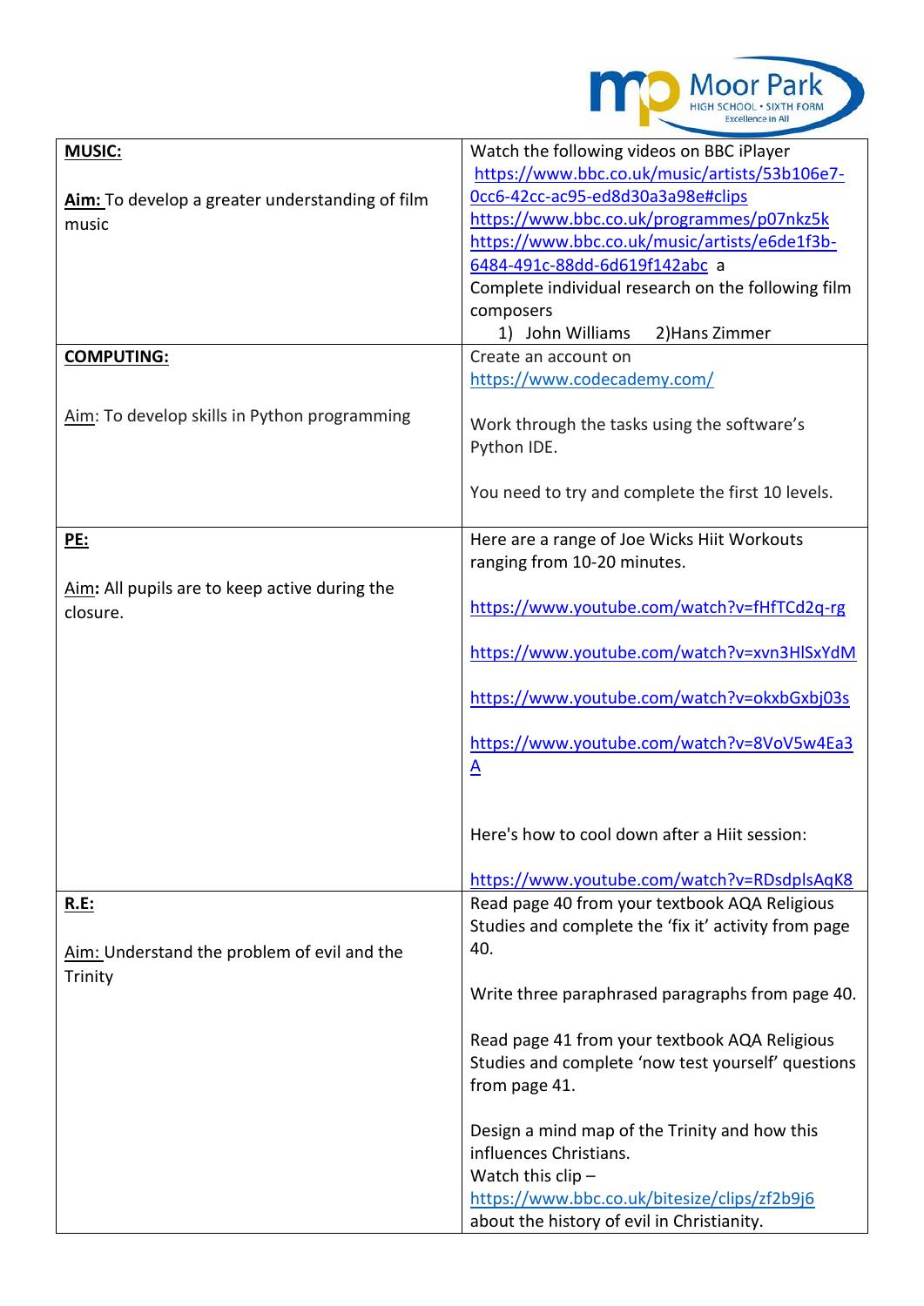| | |
|---|---|
| **MUSIC:**<br><br>**Aim:** To develop a greater understanding of film music | Watch the following videos on BBC iPlayer<br>https://www.bbc.co.uk/music/artists/53b106e7-0cc6-42cc-ac95-ed8d30a3a98e#clips<br>https://www.bbc.co.uk/programmes/p07nkz5k<br>https://www.bbc.co.uk/music/artists/e6de1f3b-6484-491c-88dd-6d619f142abc a<br>Complete individual research on the following film composers<br>1) John Williams 2)Hans Zimmer |
| **COMPUTING:**<br><br>Aim: To develop skills in Python programming | Create an account on<br>https://www.codecademy.com/<br><br>Work through the tasks using the software's Python IDE.<br><br>You need to try and complete the first 10 levels. |
| **PE:**<br><br>Aim: All pupils are to keep active during the closure. | Here are a range of Joe Wicks Hiit Workouts ranging from 10-20 minutes.<br><br>https://www.youtube.com/watch?v=fHfTCd2q-rg<br><br>https://www.youtube.com/watch?v=xvn3HlSxYdM<br><br>https://www.youtube.com/watch?v=okxbGxbj03s<br><br>https://www.youtube.com/watch?v=8VoV5w4Ea3A<br><br>Here's how to cool down after a Hiit session:<br><br>https://www.youtube.com/watch?v=RDsdplsAqK8 |
| **R.E:**<br><br>Aim: Understand the problem of evil and the Trinity | Read page 40 from your textbook AQA Religious Studies and complete the 'fix it' activity from page 40.<br><br>Write three paraphrased paragraphs from page 40.<br><br>Read page 41 from your textbook AQA Religious Studies and complete 'now test yourself' questions from page 41.<br><br>Design a mind map of the Trinity and how this influences Christians.<br>Watch this clip –<br>https://www.bbc.co.uk/bitesize/clips/zf2b9j6<br>about the history of evil in Christianity. |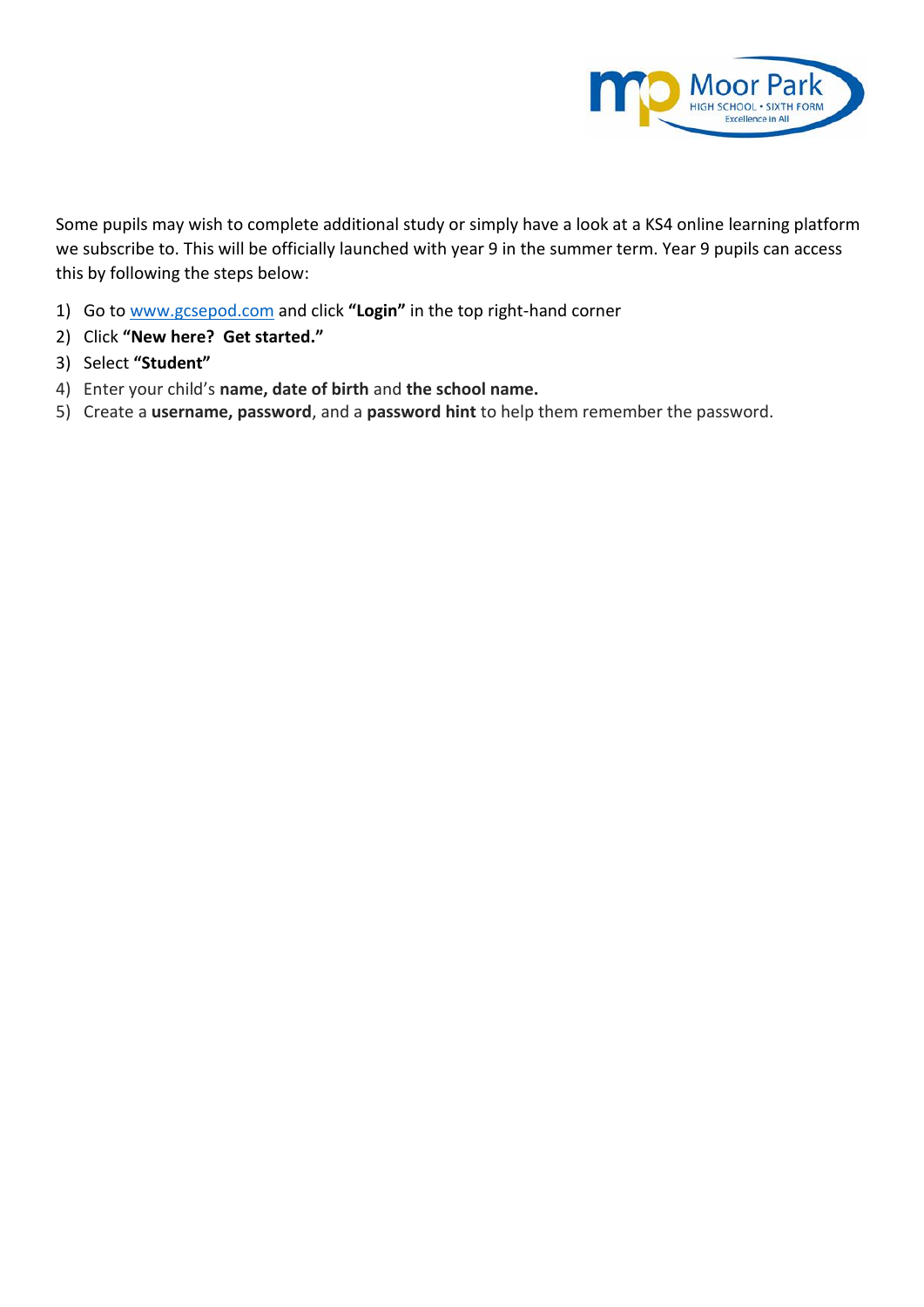Some pupils may wish to complete additional study or simply have a look at a KS4 online learning platform we subscribe to. This will be officially launched with year 9 in the summer term. Year 9 pupils can access this by following the steps below:

1) Go to www.gcsepod.com and click **"Login"** in the top right-hand corner
2) Click **"New here? Get started."**
3) Select **"Student"**
4) Enter your child's **name, date of birth** and **the school name.**
5) Create a **username, password**, and a **password hint** to help them remember the password.